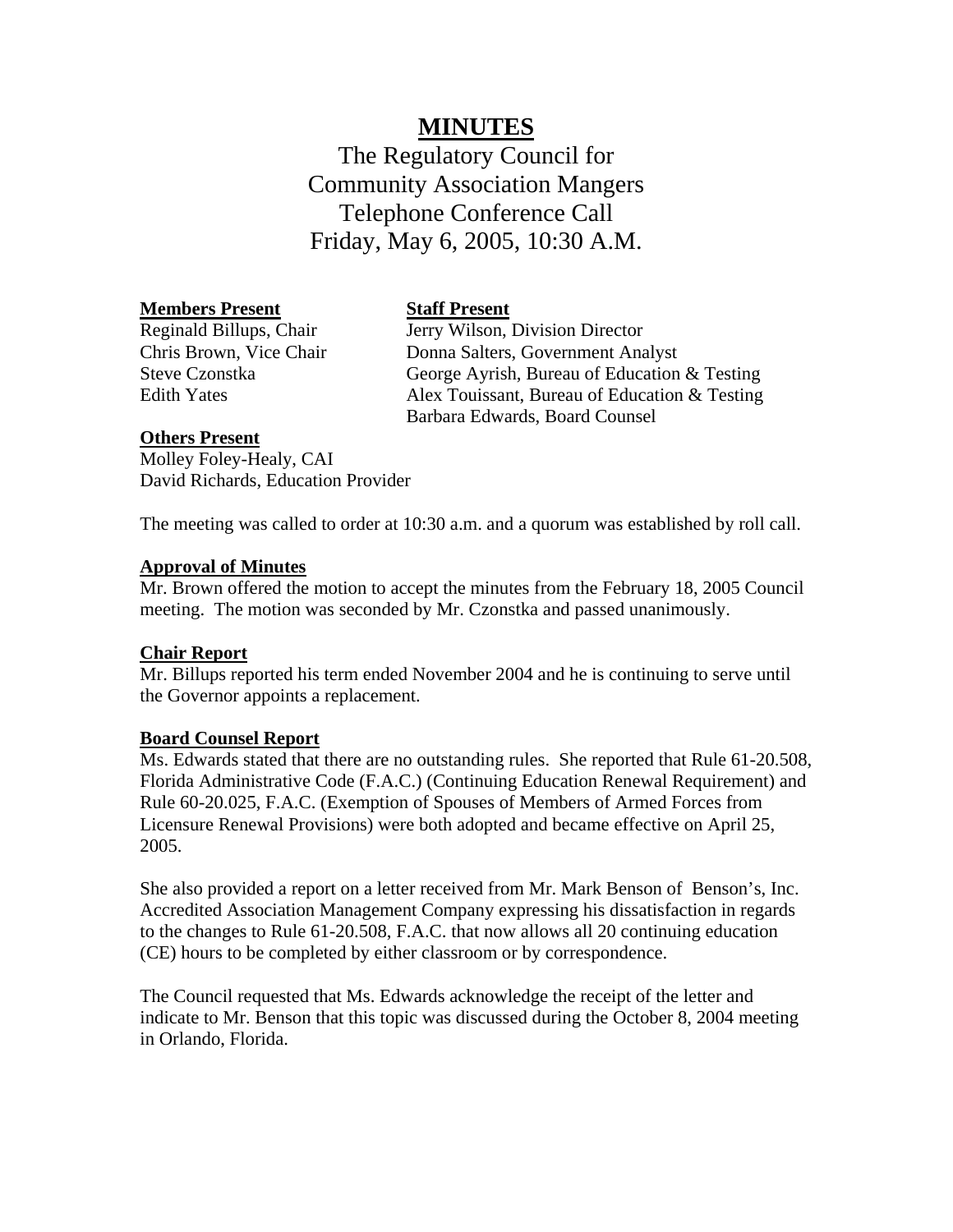# MINUTES

The Regulatory Council for
Community Association Mangers
Telephone Conference Call
Friday, May 6, 2005, 10:30 A.M.

**Members Present**
Reginald Billups, Chair
Chris Brown, Vice Chair
Steve Czonstka
Edith Yates

**Staff Present**
Jerry Wilson, Division Director
Donna Salters, Government Analyst
George Ayrish, Bureau of Education & Testing
Alex Touissant, Bureau of Education & Testing
Barbara Edwards, Board Counsel

**Others Present**
Molley Foley-Healy, CAI
David Richards, Education Provider

The meeting was called to order at 10:30 a.m. and a quorum was established by roll call.

**Approval of Minutes**

Mr. Brown offered the motion to accept the minutes from the February 18, 2005 Council meeting. The motion was seconded by Mr. Czonstka and passed unanimously.

**Chair Report**

Mr. Billups reported his term ended November 2004 and he is continuing to serve until the Governor appoints a replacement.

**Board Counsel Report**

Ms. Edwards stated that there are no outstanding rules. She reported that Rule 61-20.508, Florida Administrative Code (F.A.C.) (Continuing Education Renewal Requirement) and Rule 60-20.025, F.A.C. (Exemption of Spouses of Members of Armed Forces from Licensure Renewal Provisions) were both adopted and became effective on April 25, 2005.

She also provided a report on a letter received from Mr. Mark Benson of Benson's, Inc. Accredited Association Management Company expressing his dissatisfaction in regards to the changes to Rule 61-20.508, F.A.C. that now allows all 20 continuing education (CE) hours to be completed by either classroom or by correspondence.

The Council requested that Ms. Edwards acknowledge the receipt of the letter and indicate to Mr. Benson that this topic was discussed during the October 8, 2004 meeting in Orlando, Florida.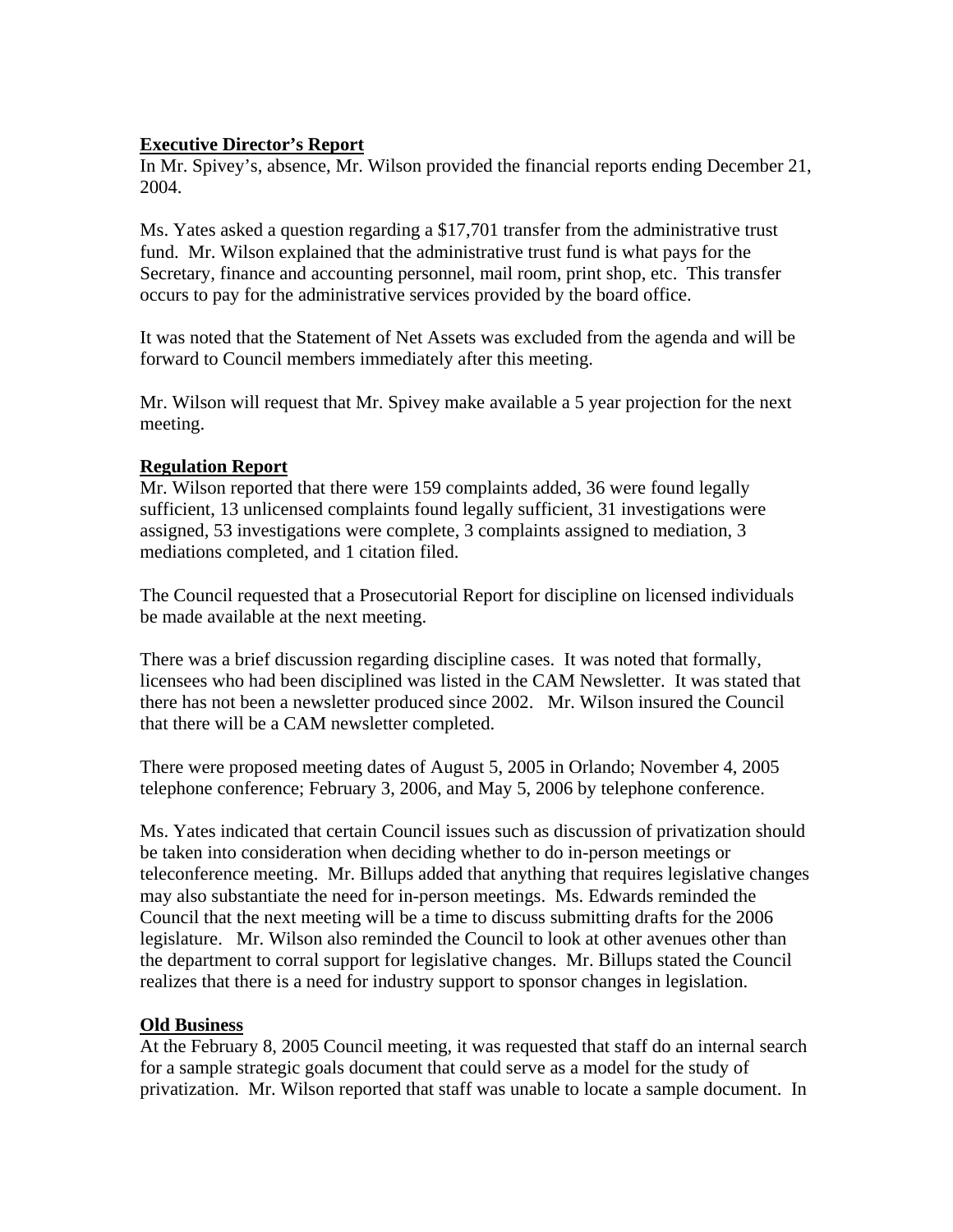**Executive Director's Report**

In Mr. Spivey's, absence, Mr. Wilson provided the financial reports ending December 21, 2004.

Ms. Yates asked a question regarding a $17,701 transfer from the administrative trust fund. Mr. Wilson explained that the administrative trust fund is what pays for the Secretary, finance and accounting personnel, mail room, print shop, etc. This transfer occurs to pay for the administrative services provided by the board office.

It was noted that the Statement of Net Assets was excluded from the agenda and will be forward to Council members immediately after this meeting.

Mr. Wilson will request that Mr. Spivey make available a 5 year projection for the next meeting.

**Regulation Report**

Mr. Wilson reported that there were 159 complaints added, 36 were found legally sufficient, 13 unlicensed complaints found legally sufficient, 31 investigations were assigned, 53 investigations were complete, 3 complaints assigned to mediation, 3 mediations completed, and 1 citation filed.

The Council requested that a Prosecutorial Report for discipline on licensed individuals be made available at the next meeting.

There was a brief discussion regarding discipline cases. It was noted that formally, licensees who had been disciplined was listed in the CAM Newsletter. It was stated that there has not been a newsletter produced since 2002. Mr. Wilson insured the Council that there will be a CAM newsletter completed.

There were proposed meeting dates of August 5, 2005 in Orlando; November 4, 2005 telephone conference; February 3, 2006, and May 5, 2006 by telephone conference.

Ms. Yates indicated that certain Council issues such as discussion of privatization should be taken into consideration when deciding whether to do in-person meetings or teleconference meeting. Mr. Billups added that anything that requires legislative changes may also substantiate the need for in-person meetings. Ms. Edwards reminded the Council that the next meeting will be a time to discuss submitting drafts for the 2006 legislature. Mr. Wilson also reminded the Council to look at other avenues other than the department to corral support for legislative changes. Mr. Billups stated the Council realizes that there is a need for industry support to sponsor changes in legislation.

**Old Business**

At the February 8, 2005 Council meeting, it was requested that staff do an internal search for a sample strategic goals document that could serve as a model for the study of privatization. Mr. Wilson reported that staff was unable to locate a sample document. In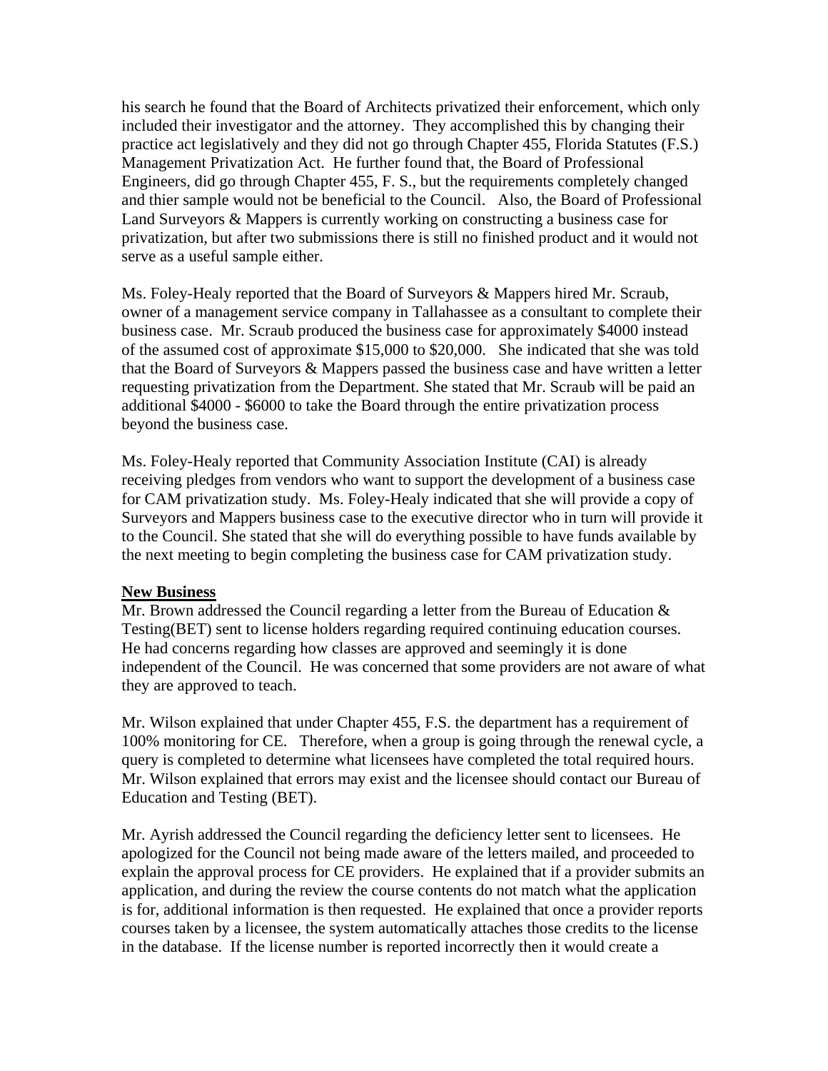his search he found that the Board of Architects privatized their enforcement, which only included their investigator and the attorney. They accomplished this by changing their practice act legislatively and they did not go through Chapter 455, Florida Statutes (F.S.) Management Privatization Act. He further found that, the Board of Professional Engineers, did go through Chapter 455, F. S., but the requirements completely changed and thier sample would not be beneficial to the Council. Also, the Board of Professional Land Surveyors & Mappers is currently working on constructing a business case for privatization, but after two submissions there is still no finished product and it would not serve as a useful sample either.

Ms. Foley-Healy reported that the Board of Surveyors & Mappers hired Mr. Scraub, owner of a management service company in Tallahassee as a consultant to complete their business case. Mr. Scraub produced the business case for approximately $4000 instead of the assumed cost of approximate $15,000 to $20,000. She indicated that she was told that the Board of Surveyors & Mappers passed the business case and have written a letter requesting privatization from the Department. She stated that Mr. Scraub will be paid an additional $4000 - $6000 to take the Board through the entire privatization process beyond the business case.

Ms. Foley-Healy reported that Community Association Institute (CAI) is already receiving pledges from vendors who want to support the development of a business case for CAM privatization study. Ms. Foley-Healy indicated that she will provide a copy of Surveyors and Mappers business case to the executive director who in turn will provide it to the Council. She stated that she will do everything possible to have funds available by the next meeting to begin completing the business case for CAM privatization study.

**New Business**

Mr. Brown addressed the Council regarding a letter from the Bureau of Education & Testing(BET) sent to license holders regarding required continuing education courses. He had concerns regarding how classes are approved and seemingly it is done independent of the Council. He was concerned that some providers are not aware of what they are approved to teach.

Mr. Wilson explained that under Chapter 455, F.S. the department has a requirement of 100% monitoring for CE. Therefore, when a group is going through the renewal cycle, a query is completed to determine what licensees have completed the total required hours. Mr. Wilson explained that errors may exist and the licensee should contact our Bureau of Education and Testing (BET).

Mr. Ayrish addressed the Council regarding the deficiency letter sent to licensees. He apologized for the Council not being made aware of the letters mailed, and proceeded to explain the approval process for CE providers. He explained that if a provider submits an application, and during the review the course contents do not match what the application is for, additional information is then requested. He explained that once a provider reports courses taken by a licensee, the system automatically attaches those credits to the license in the database. If the license number is reported incorrectly then it would create a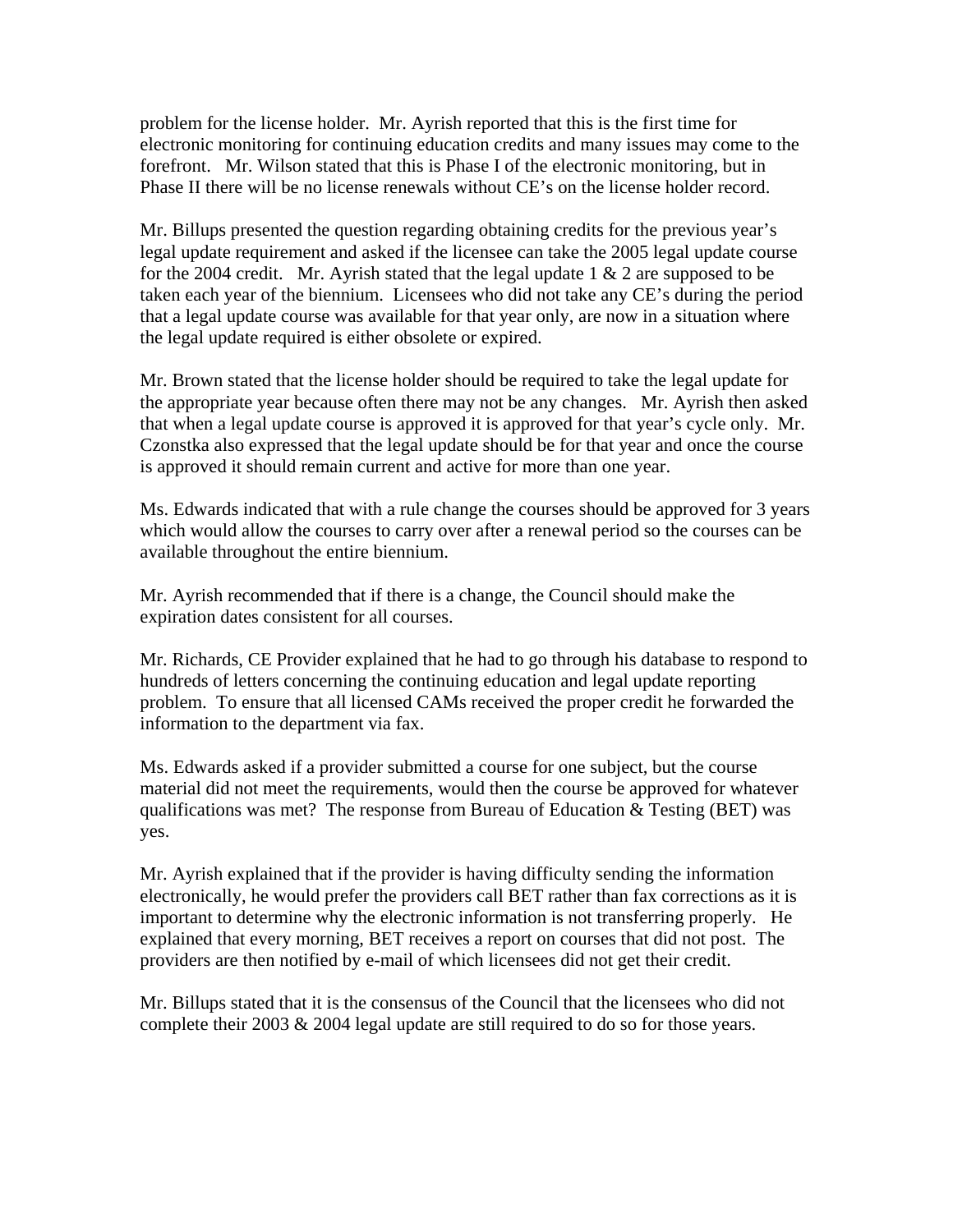problem for the license holder. Mr. Ayrish reported that this is the first time for electronic monitoring for continuing education credits and many issues may come to the forefront. Mr. Wilson stated that this is Phase I of the electronic monitoring, but in Phase II there will be no license renewals without CE's on the license holder record.

Mr. Billups presented the question regarding obtaining credits for the previous year's legal update requirement and asked if the licensee can take the 2005 legal update course for the 2004 credit. Mr. Ayrish stated that the legal update 1 & 2 are supposed to be taken each year of the biennium. Licensees who did not take any CE's during the period that a legal update course was available for that year only, are now in a situation where the legal update required is either obsolete or expired.

Mr. Brown stated that the license holder should be required to take the legal update for the appropriate year because often there may not be any changes. Mr. Ayrish then asked that when a legal update course is approved it is approved for that year's cycle only. Mr. Czonstka also expressed that the legal update should be for that year and once the course is approved it should remain current and active for more than one year.

Ms. Edwards indicated that with a rule change the courses should be approved for 3 years which would allow the courses to carry over after a renewal period so the courses can be available throughout the entire biennium.

Mr. Ayrish recommended that if there is a change, the Council should make the expiration dates consistent for all courses.

Mr. Richards, CE Provider explained that he had to go through his database to respond to hundreds of letters concerning the continuing education and legal update reporting problem. To ensure that all licensed CAMs received the proper credit he forwarded the information to the department via fax.

Ms. Edwards asked if a provider submitted a course for one subject, but the course material did not meet the requirements, would then the course be approved for whatever qualifications was met? The response from Bureau of Education & Testing (BET) was yes.

Mr. Ayrish explained that if the provider is having difficulty sending the information electronically, he would prefer the providers call BET rather than fax corrections as it is important to determine why the electronic information is not transferring properly. He explained that every morning, BET receives a report on courses that did not post. The providers are then notified by e-mail of which licensees did not get their credit.

Mr. Billups stated that it is the consensus of the Council that the licensees who did not complete their 2003 & 2004 legal update are still required to do so for those years.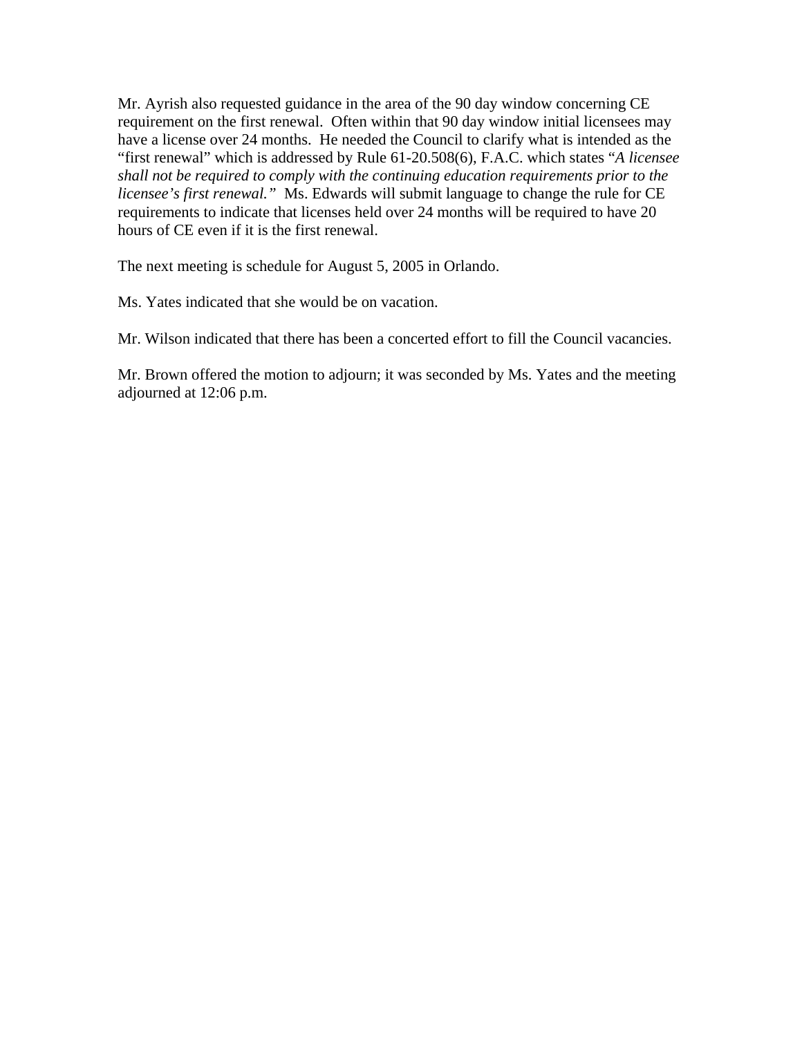Mr. Ayrish also requested guidance in the area of the 90 day window concerning CE requirement on the first renewal. Often within that 90 day window initial licensees may have a license over 24 months. He needed the Council to clarify what is intended as the "first renewal" which is addressed by Rule 61-20.508(6), F.A.C. which states "*A licensee shall not be required to comply with the continuing education requirements prior to the licensee's first renewal.*" Ms. Edwards will submit language to change the rule for CE requirements to indicate that licenses held over 24 months will be required to have 20 hours of CE even if it is the first renewal.

The next meeting is schedule for August 5, 2005 in Orlando.

Ms. Yates indicated that she would be on vacation.

Mr. Wilson indicated that there has been a concerted effort to fill the Council vacancies.

Mr. Brown offered the motion to adjourn; it was seconded by Ms. Yates and the meeting adjourned at 12:06 p.m.